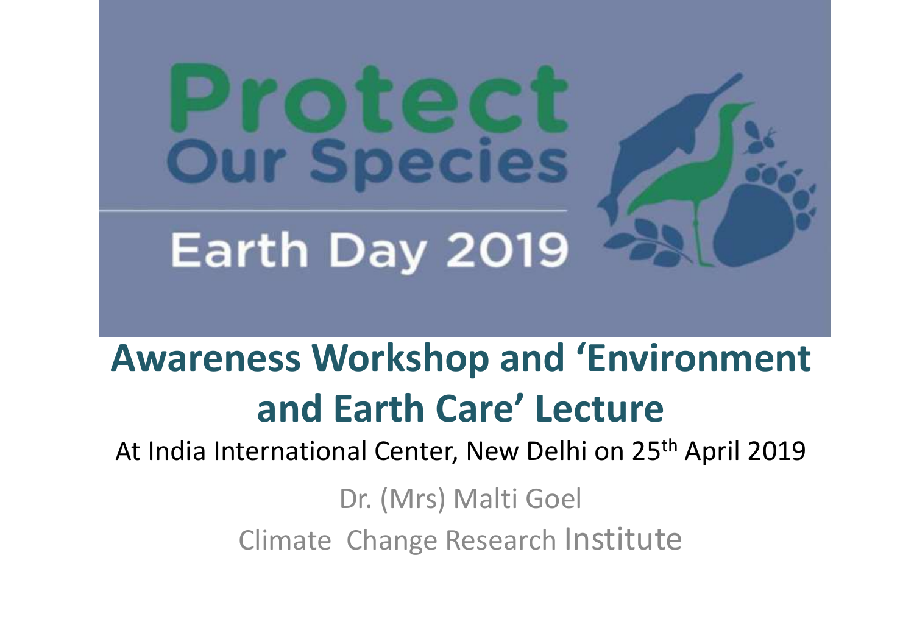Protect
Our Species

Earth Day 2019

# Awareness Workshop and 'Environment and Earth Care' Lecture

At India International Center, New Delhi on 25th April 2019

Dr. (Mrs) Malti Goel

Climate Change Research Institute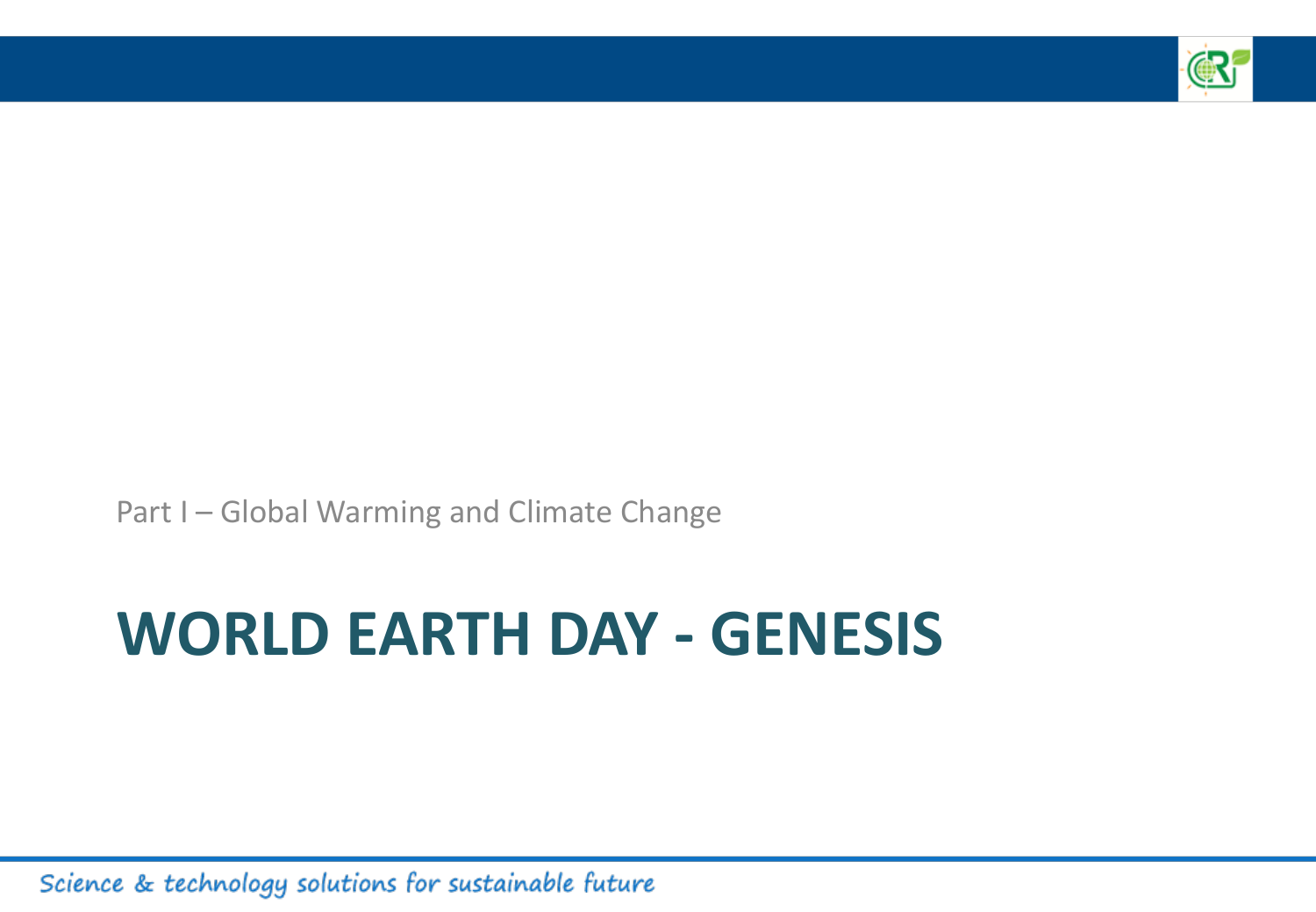Part I – Global Warming and Climate Change

# WORLD EARTH DAY - GENESIS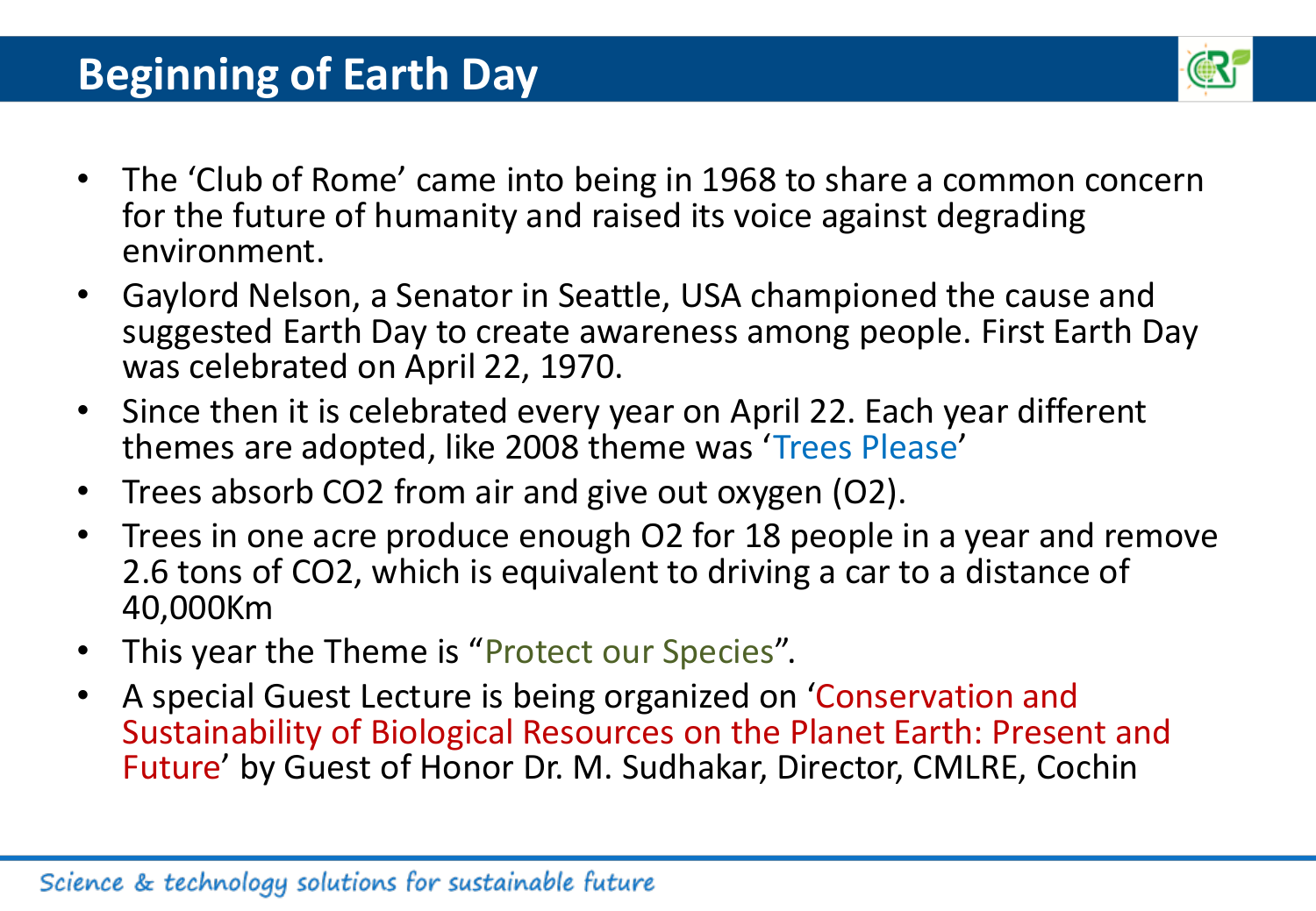# Beginning of Earth Day

- The ‘Club of Rome’ came into being in 1968 to share a common concern for the future of humanity and raised its voice against degrading environment.
- Gaylord Nelson, a Senator in Seattle, USA championed the cause and suggested Earth Day to create awareness among people. First Earth Day was celebrated on April 22, 1970.
- Since then it is celebrated every year on April 22. Each year different themes are adopted, like 2008 theme was ‘Trees Please’
- Trees absorb $CO_2$ from air and give out oxygen ($O_2$).
- Trees in one acre produce enough $O_2$ for 18 people in a year and remove 2.6 tons of $CO_2$, which is equivalent to driving a car to a distance of 40,000Km
- This year the Theme is “Protect our Species”.
- A special Guest Lecture is being organized on ‘Conservation and Sustainability of Biological Resources on the Planet Earth: Present and Future’ by Guest of Honor Dr. M. Sudhakar, Director, CMLRE, Cochin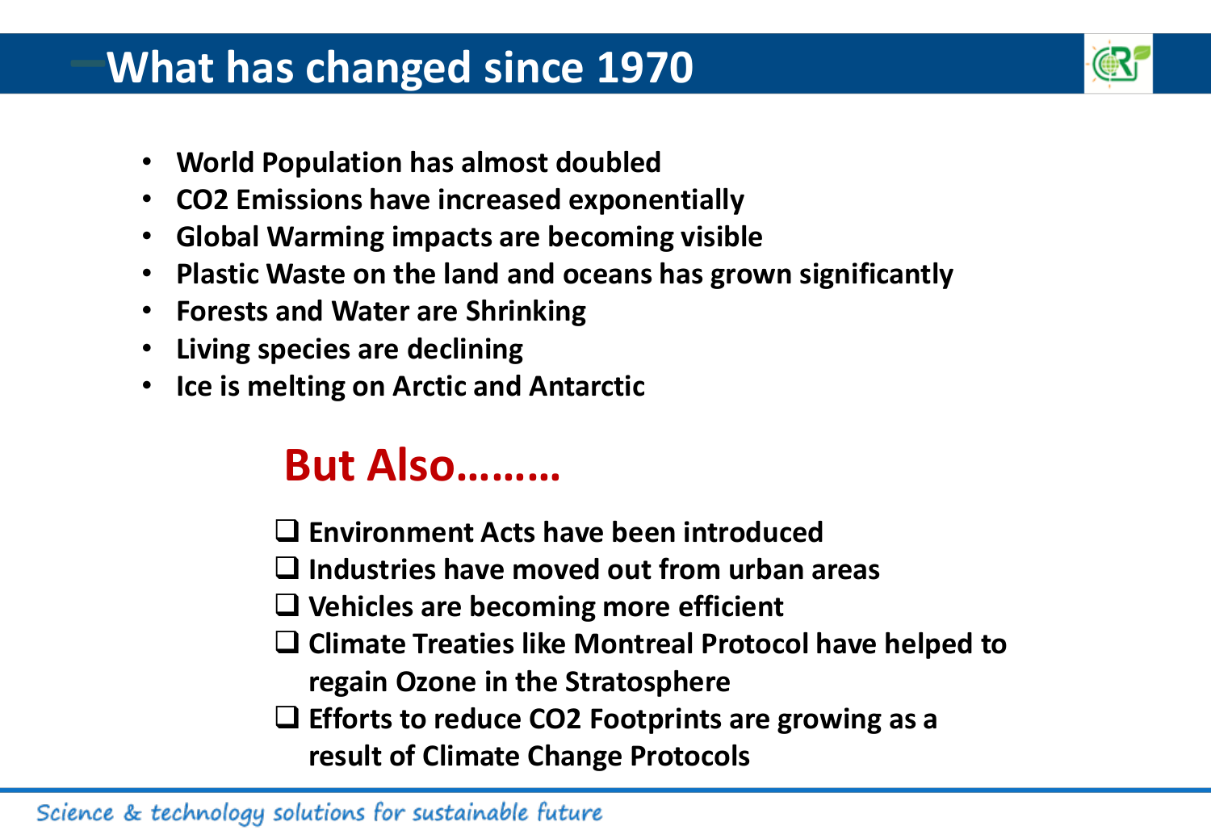# What has changed since 1970

- World Population has almost doubled
- $CO_2$ Emissions have increased exponentially
- Global Warming impacts are becoming visible
- Plastic Waste on the land and oceans has grown significantly
- Forests and Water are Shrinking
- Living species are declining
- Ice is melting on Arctic and Antarctic

## But Also………

- [ ] Environment Acts have been introduced
- [ ] Industries have moved out from urban areas
- [ ] Vehicles are becoming more efficient
- [ ] Climate Treaties like Montreal Protocol have helped to regain Ozone in the Stratosphere
- [ ] Efforts to reduce $CO_2$ Footprints are growing as a result of Climate Change Protocols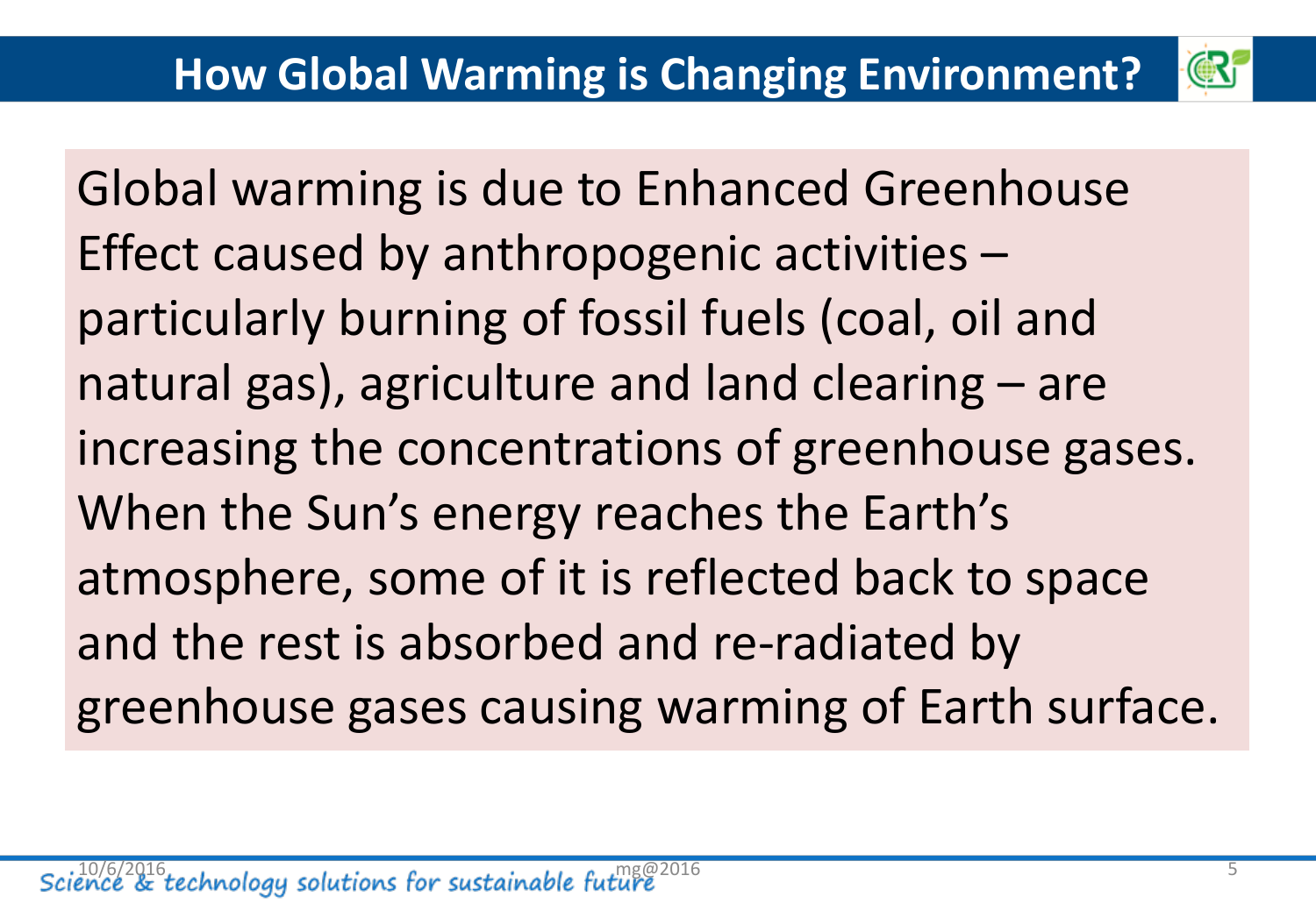# How Global Warming is Changing Environment?

Global warming is due to Enhanced Greenhouse Effect caused by anthropogenic activities – particularly burning of fossil fuels (coal, oil and natural gas), agriculture and land clearing – are increasing the concentrations of greenhouse gases. When the Sun's energy reaches the Earth's atmosphere, some of it is reflected back to space and the rest is absorbed and re-radiated by greenhouse gases causing warming of Earth surface.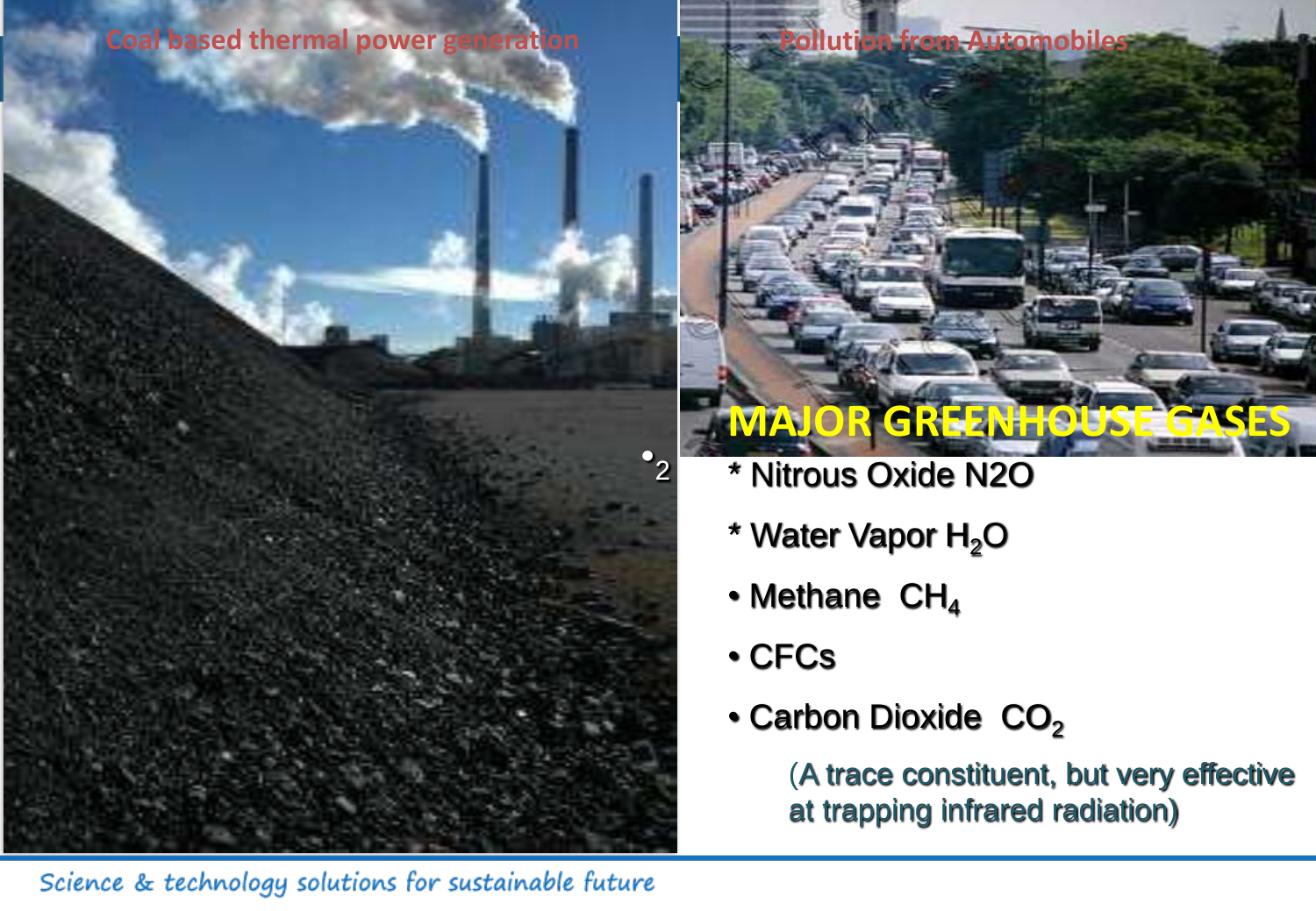Coal based thermal power generation

Pollution from Automobiles

## MAJOR GREENHOUSE GASES

* Nitrous Oxide N2O
* Water Vapor $H_2O$

- Methane $CH_4$
- CFCs
- Carbon Dioxide $CO_2$

  (A trace constituent, but very effective at trapping infrared radiation)

Science & technology solutions for sustainable future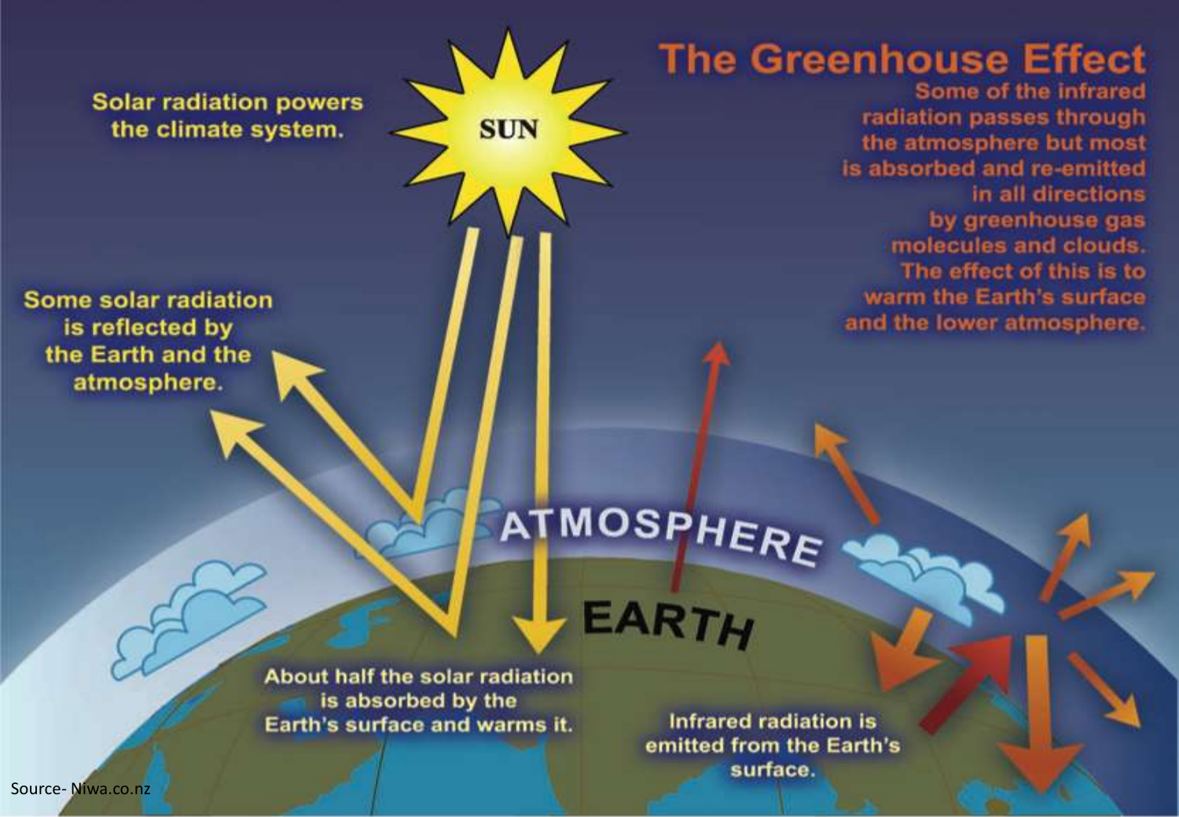# The Greenhouse Effect

Some of the infrared radiation passes through the atmosphere but most is absorbed and re-emitted in all directions by greenhouse gas molecules and clouds. The effect of this is to warm the Earth's surface and the lower atmosphere.

Solar radiation powers the climate system.

SUN

Some solar radiation is reflected by the Earth and the atmosphere.

ATMOSPHERE

EARTH

About half the solar radiation is absorbed by the Earth's surface and warms it.

Infrared radiation is emitted from the Earth's surface.

Source- Niwa.co.nz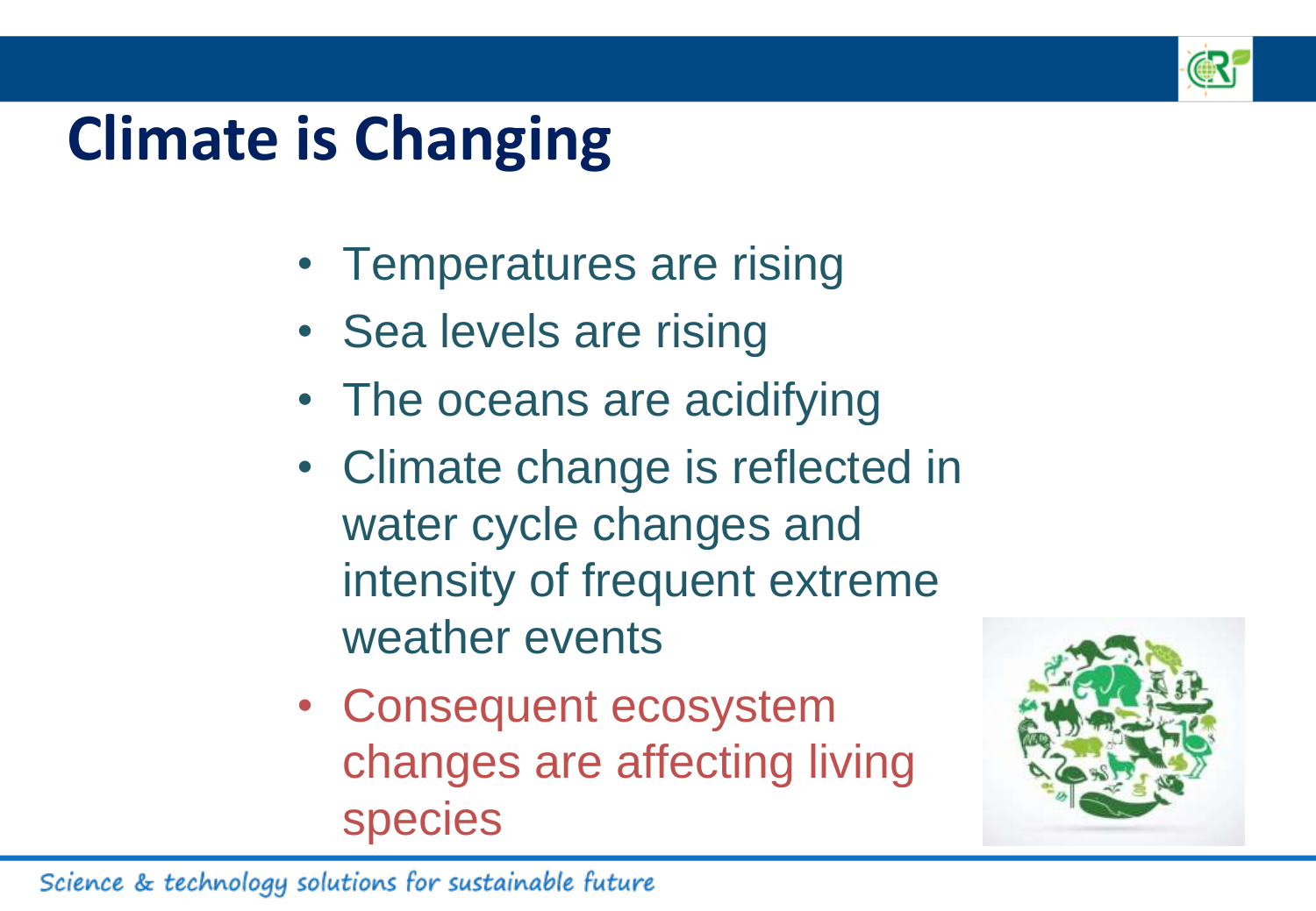# Climate is Changing

- Temperatures are rising
- Sea levels are rising
- The oceans are acidifying
- Climate change is reflected in water cycle changes and intensity of frequent extreme weather events
- Consequent ecosystem changes are affecting living species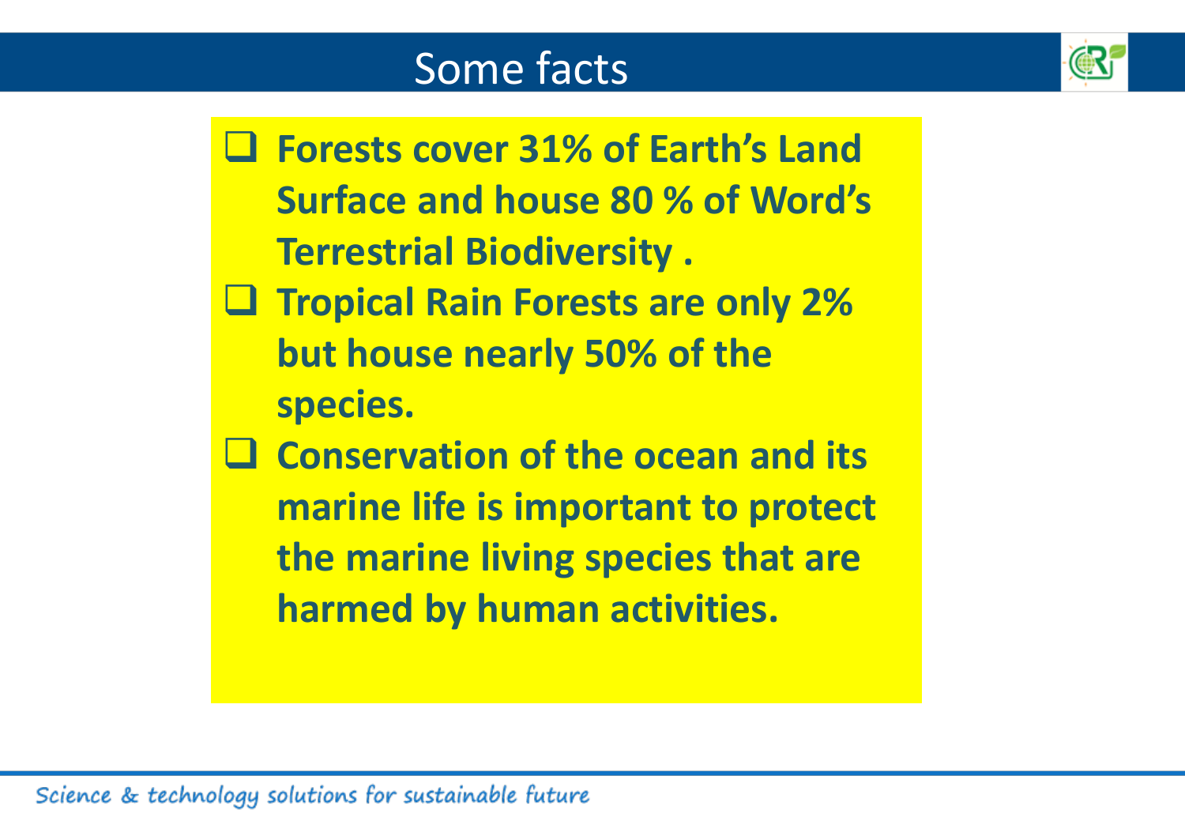# Some facts

- **Forests cover 31% of Earth's Land Surface and house 80 % of Word's Terrestrial Biodiversity .**
- **Tropical Rain Forests are only 2% but house nearly 50% of the species.**
- **Conservation of the ocean and its marine life is important to protect the marine living species that are harmed by human activities.**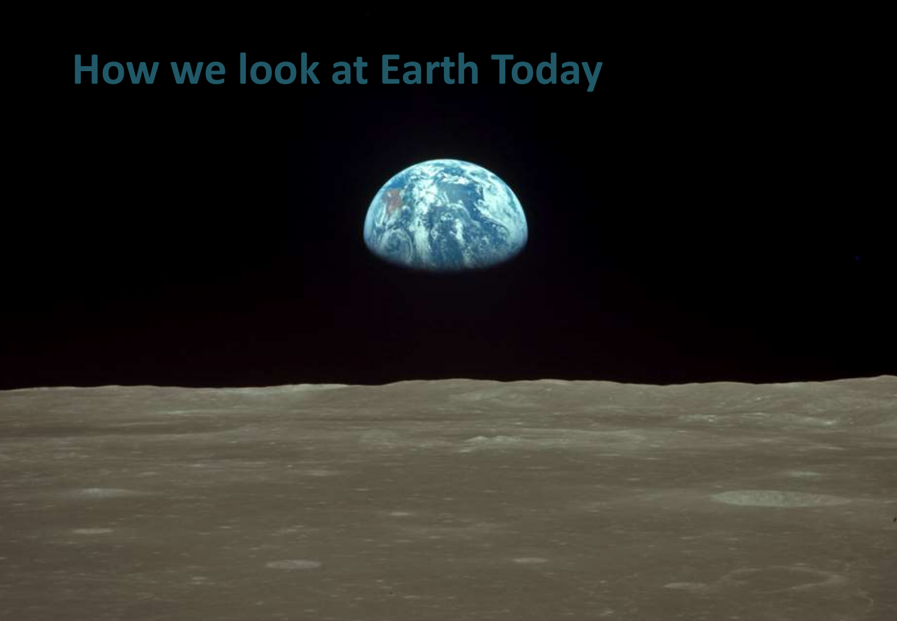# How we look at Earth Today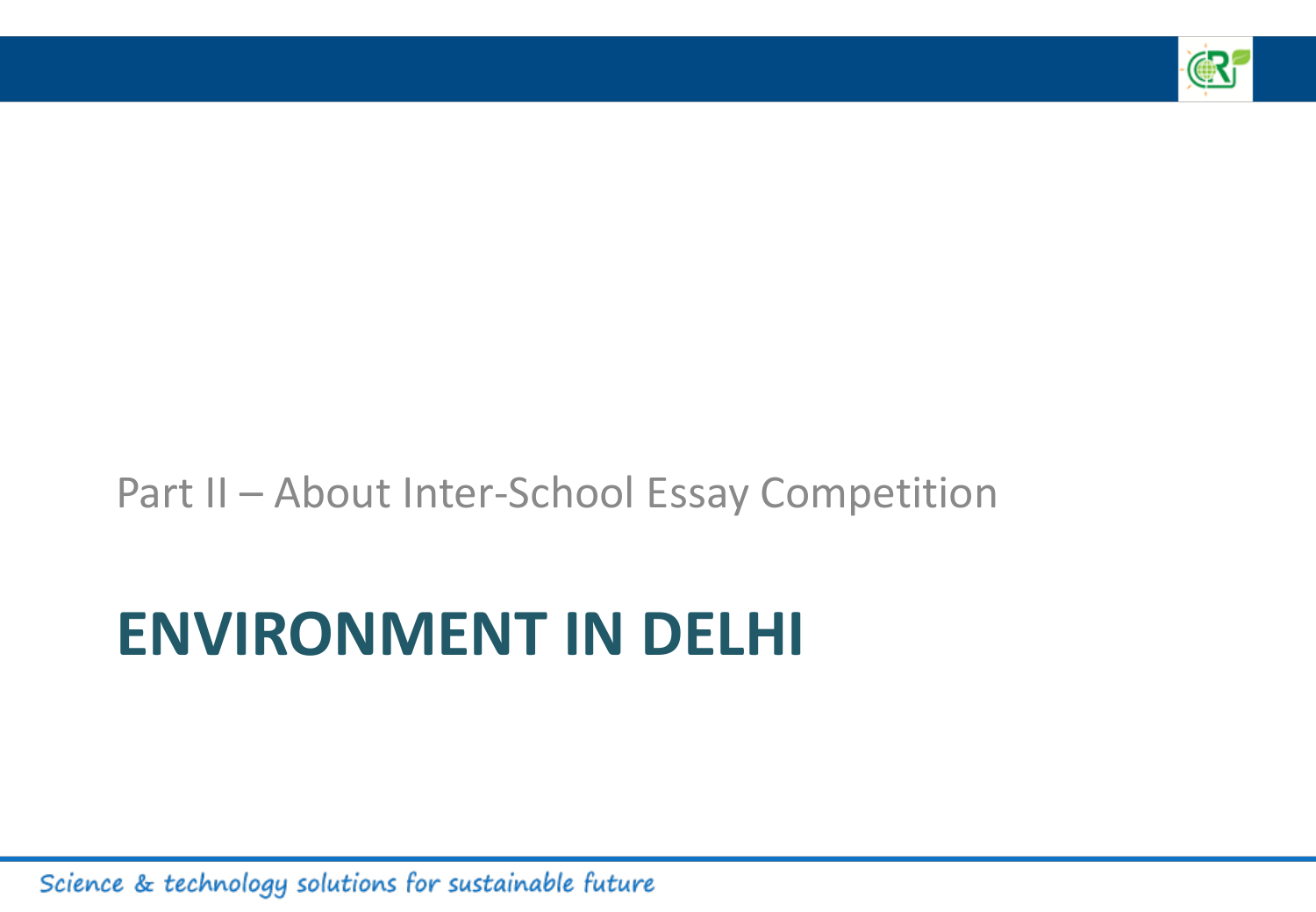Part II – About Inter-School Essay Competition

# ENVIRONMENT IN DELHI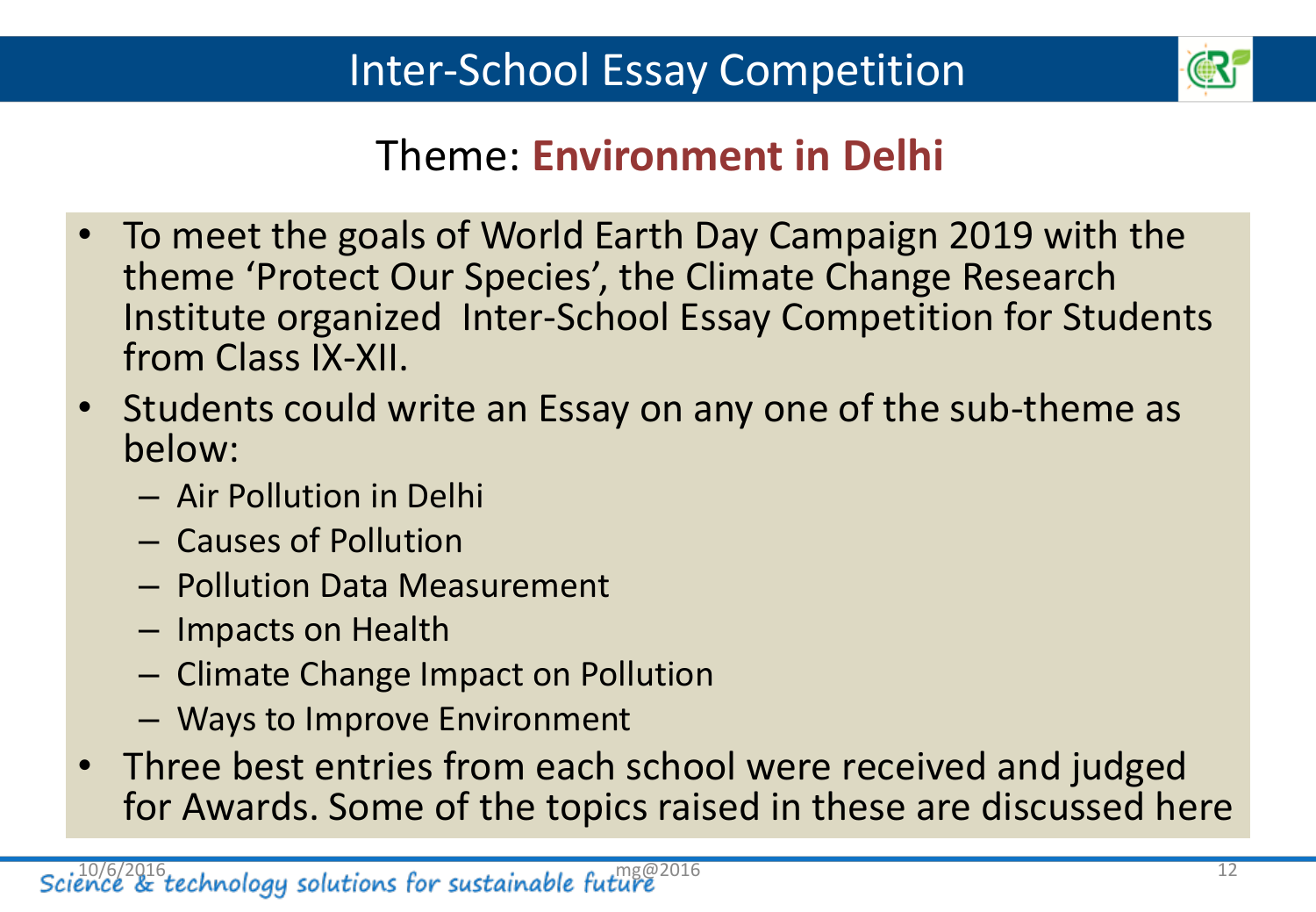# Inter-School Essay Competition

## Theme: **Environment in Delhi**

- To meet the goals of World Earth Day Campaign 2019 with the theme 'Protect Our Species', the Climate Change Research Institute organized Inter-School Essay Competition for Students from Class IX-XII.
- Students could write an Essay on any one of the sub-theme as below:
  - Air Pollution in Delhi
  - Causes of Pollution
  - Pollution Data Measurement
  - Impacts on Health
  - Climate Change Impact on Pollution
  - Ways to Improve Environment
- Three best entries from each school were received and judged for Awards. Some of the topics raised in these are discussed here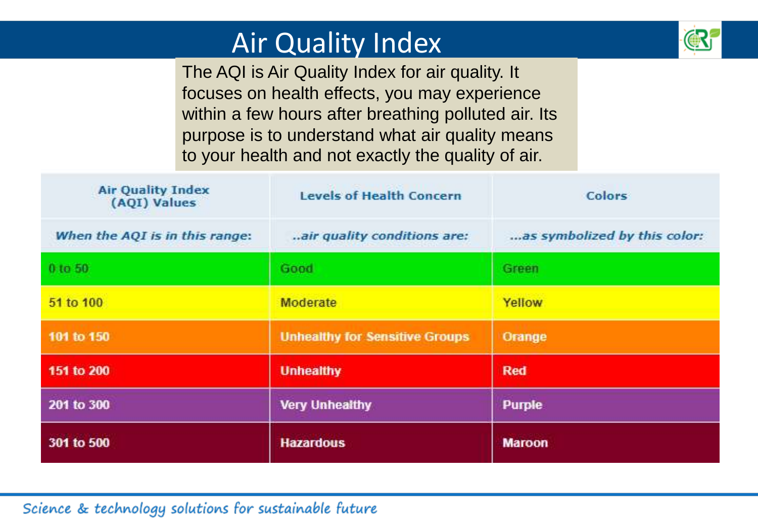# Air Quality Index

The AQI is Air Quality Index for air quality. It focuses on health effects, you may experience within a few hours after breathing polluted air. Its purpose is to understand what air quality means to your health and not exactly the quality of air.

| Air Quality Index (AQI) Values | Levels of Health Concern | Colors |
|---|---|---|
| *When the AQI is in this range:* | *..air quality conditions are:* | *...as symbolized by this color:* |
| 0 to 50 | Good | Green |
| 51 to 100 | Moderate | Yellow |
| 101 to 150 | Unhealthy for Sensitive Groups | Orange |
| 151 to 200 | Unhealthy | Red |
| 201 to 300 | Very Unhealthy | Purple |
| 301 to 500 | Hazardous | Maroon |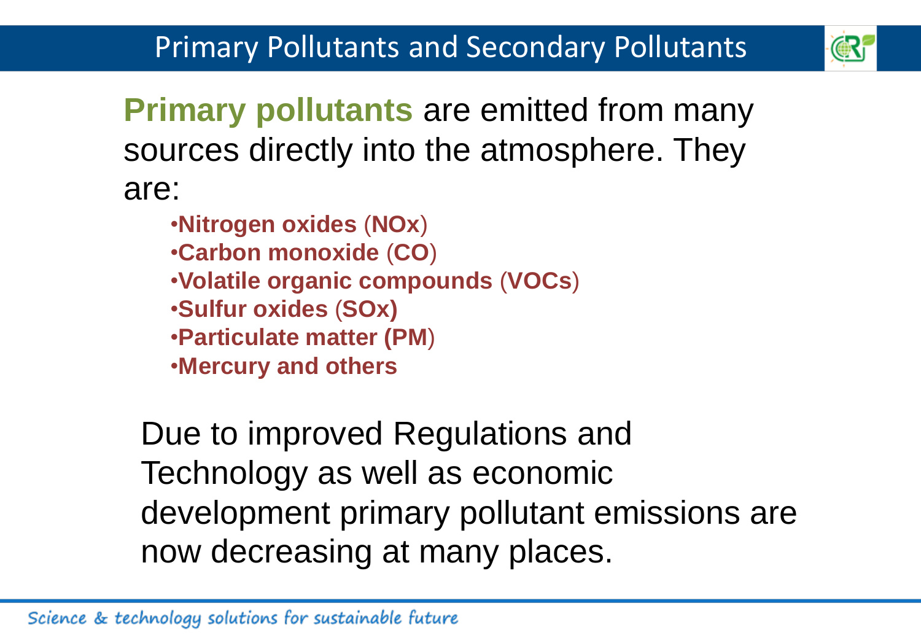# Primary Pollutants and Secondary Pollutants

**Primary pollutants** are emitted from many sources directly into the atmosphere. They are:

- **Nitrogen oxides** (**NOx**)
- **Carbon monoxide** (**CO**)
- **Volatile organic compounds** (**VOCs**)
- **Sulfur oxides** (**SOx**)
- **Particulate matter (PM**)
- **Mercury and others**

Due to improved Regulations and Technology as well as economic development primary pollutant emissions are now decreasing at many places.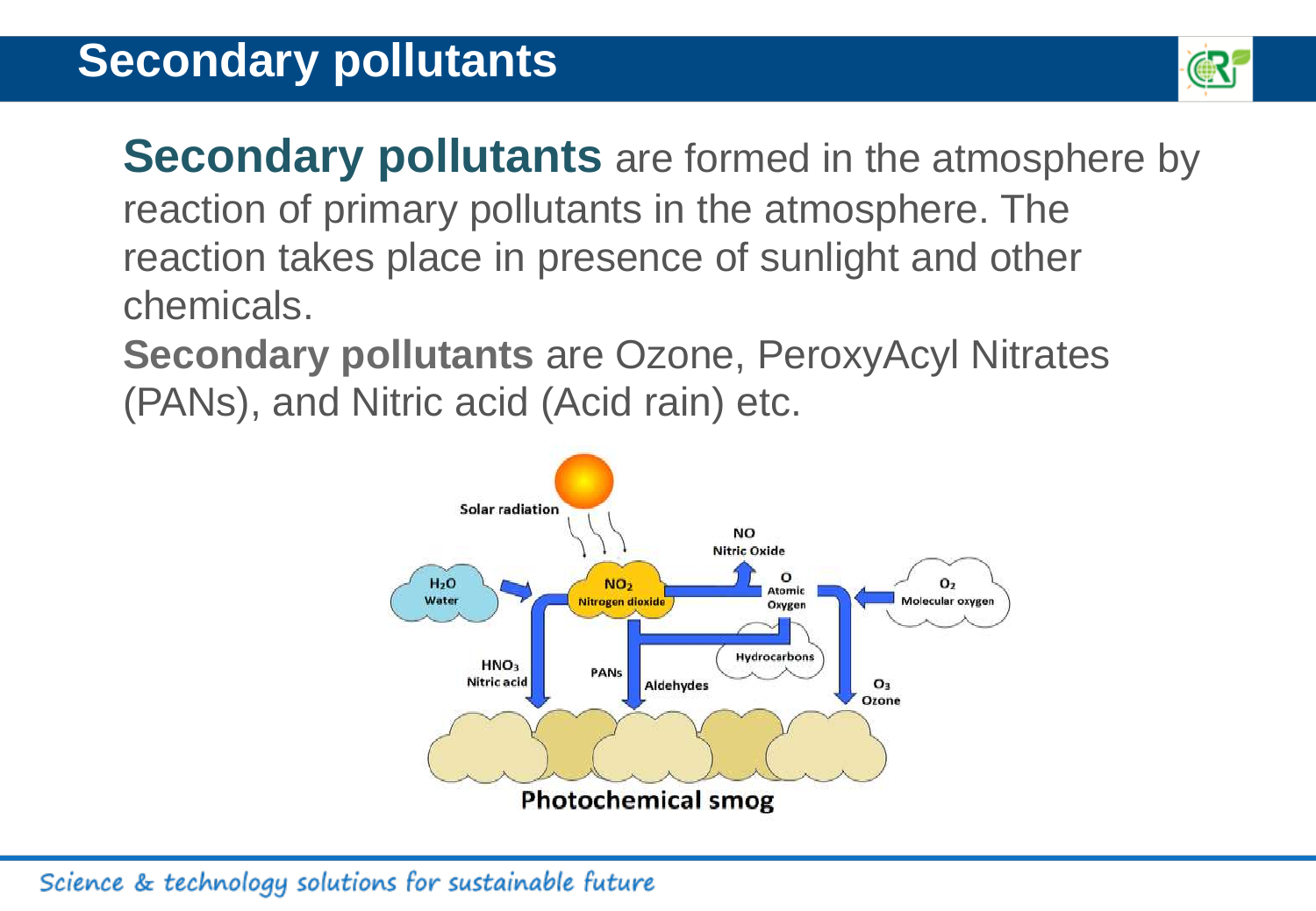# Secondary pollutants

**Secondary pollutants** are formed in the atmosphere by reaction of primary pollutants in the atmosphere. The reaction takes place in presence of sunlight and other chemicals.

**Secondary pollutants** are Ozone, PeroxyAcyl Nitrates (PANs), and Nitric acid (Acid rain) etc.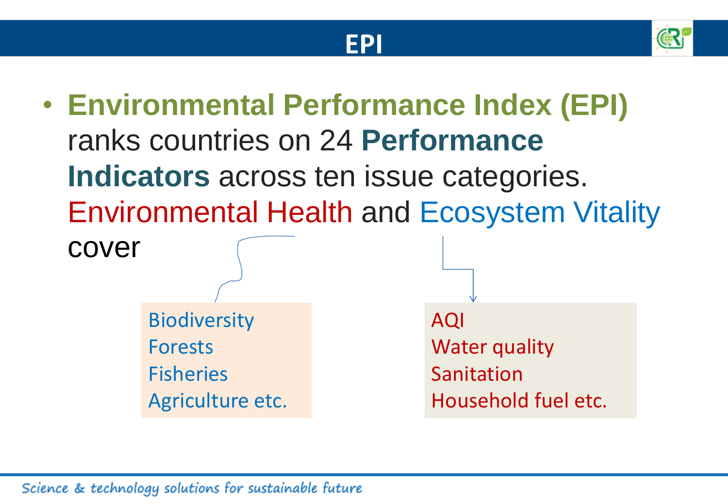# EPI

- **Environmental Performance Index (EPI)** ranks countries on 24 **Performance Indicators** across ten issue categories. Environmental Health and Ecosystem Vitality cover

Biodiversity
Forests
Fisheries
Agriculture etc.

AQI
Water quality
Sanitation
Household fuel etc.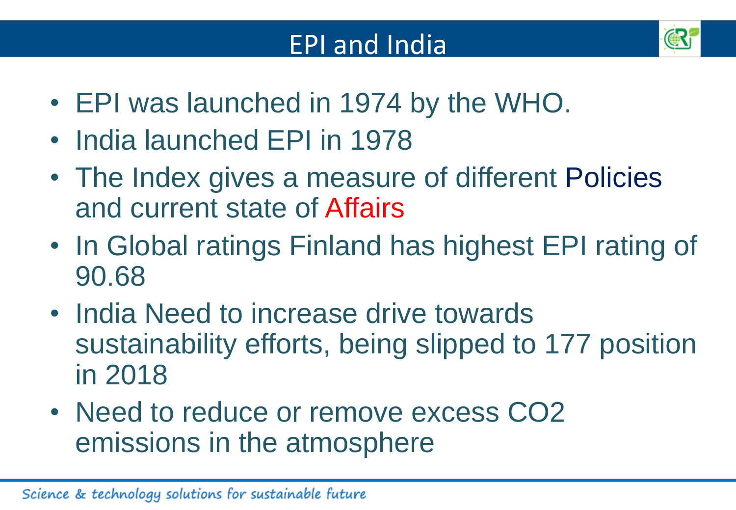# EPI and India

- EPI was launched in 1974 by the WHO.
- India launched EPI in 1978
- The Index gives a measure of different Policies and current state of Affairs
- In Global ratings Finland has highest EPI rating of 90.68
- India Need to increase drive towards sustainability efforts, being slipped to 177 position in 2018
- Need to reduce or remove excess $CO_2$ emissions in the atmosphere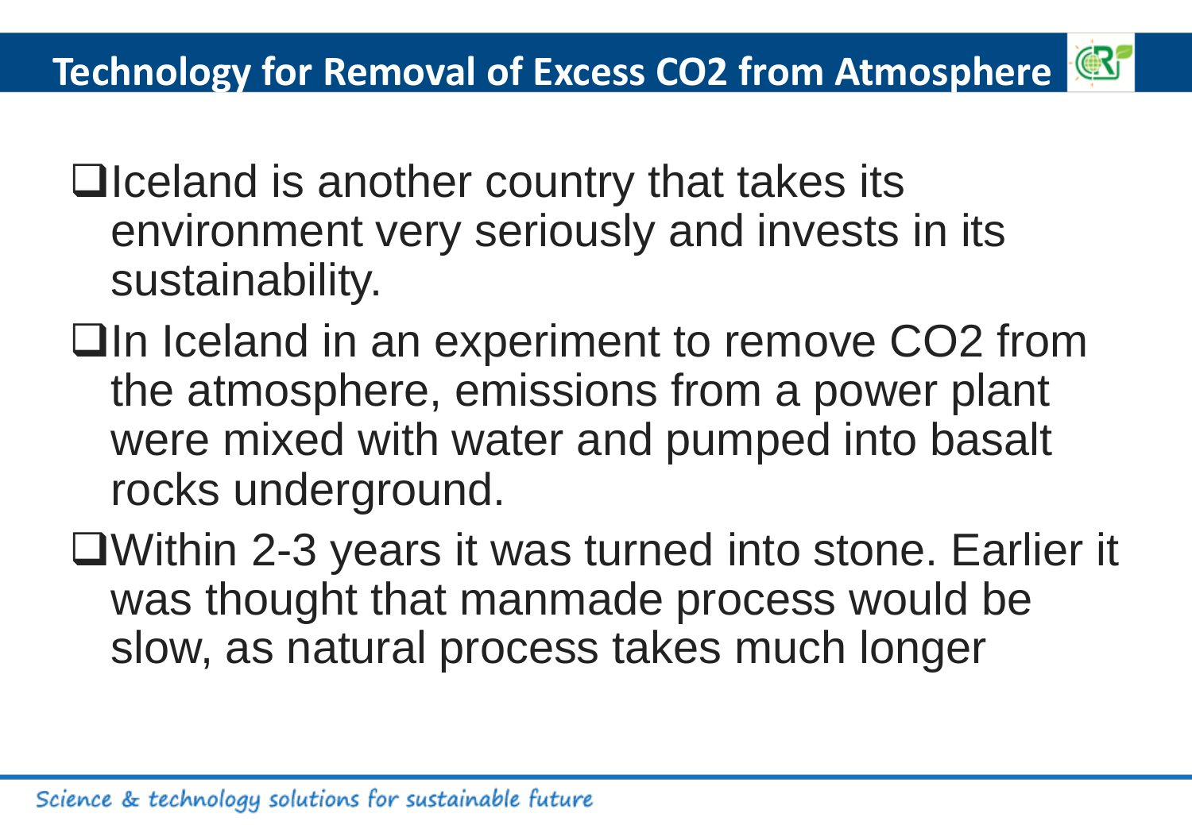# Technology for Removal of Excess $CO_2$ from Atmosphere

- Iceland is another country that takes its environment very seriously and invests in its sustainability.
- In Iceland in an experiment to remove $CO_2$ from the atmosphere, emissions from a power plant were mixed with water and pumped into basalt rocks underground.
- Within 2-3 years it was turned into stone. Earlier it was thought that manmade process would be slow, as natural process takes much longer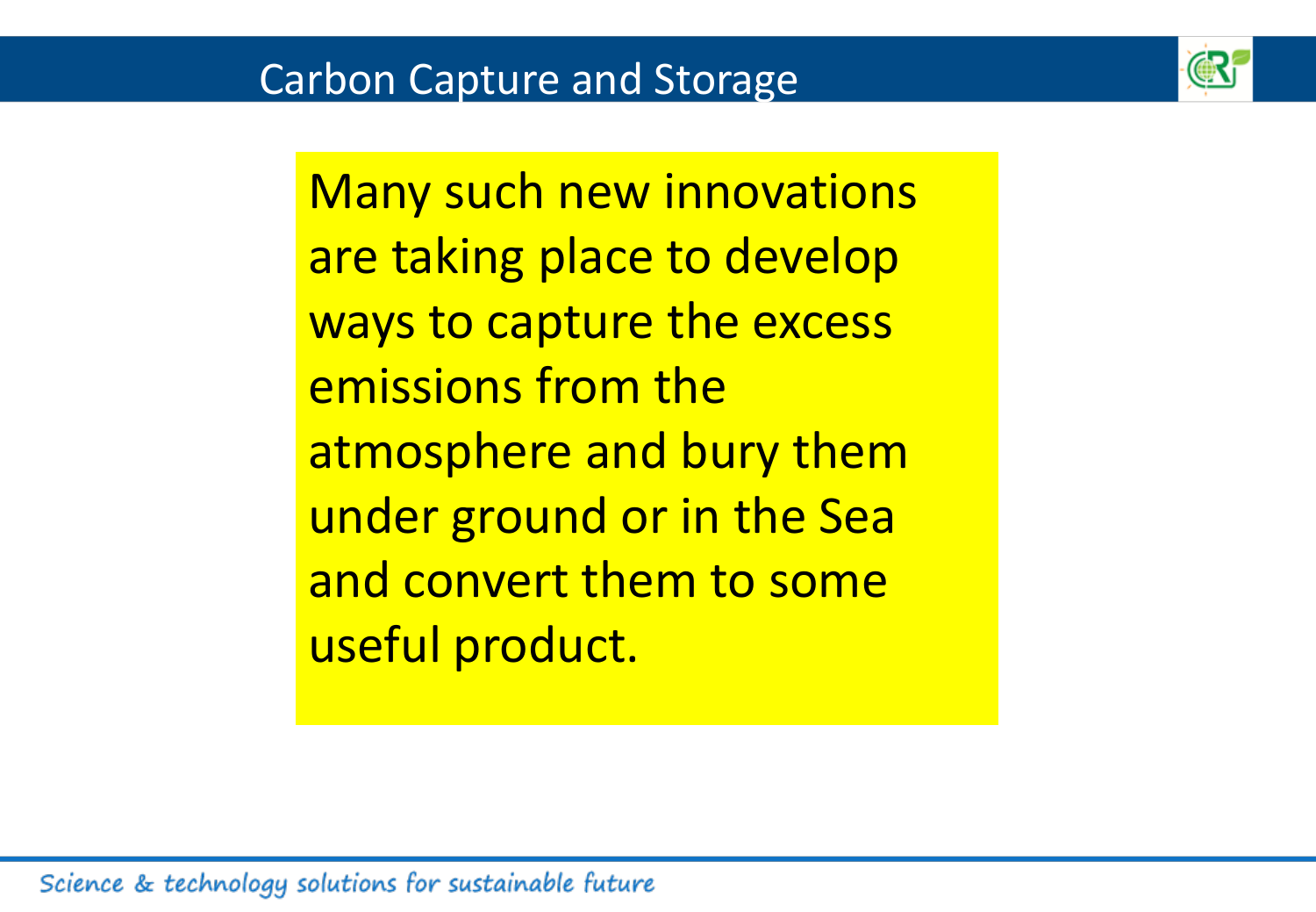# Carbon Capture and Storage

Many such new innovations are taking place to develop ways to capture the excess emissions from the atmosphere and bury them under ground or in the Sea and convert them to some useful product.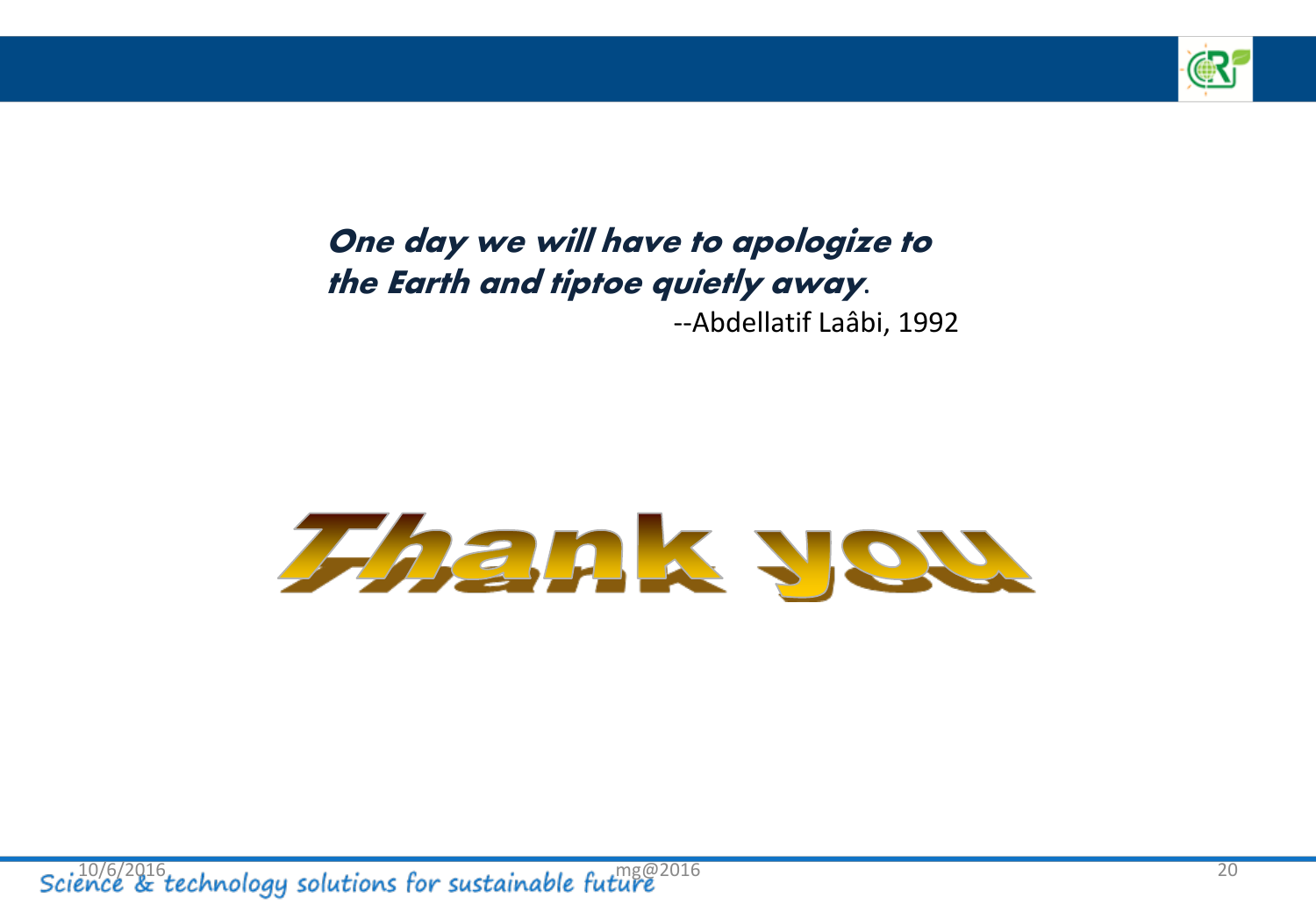***One day we will have to apologize to the Earth and tiptoe quietly away.***

--Abdellatif Laâbi, 1992

# Thank you